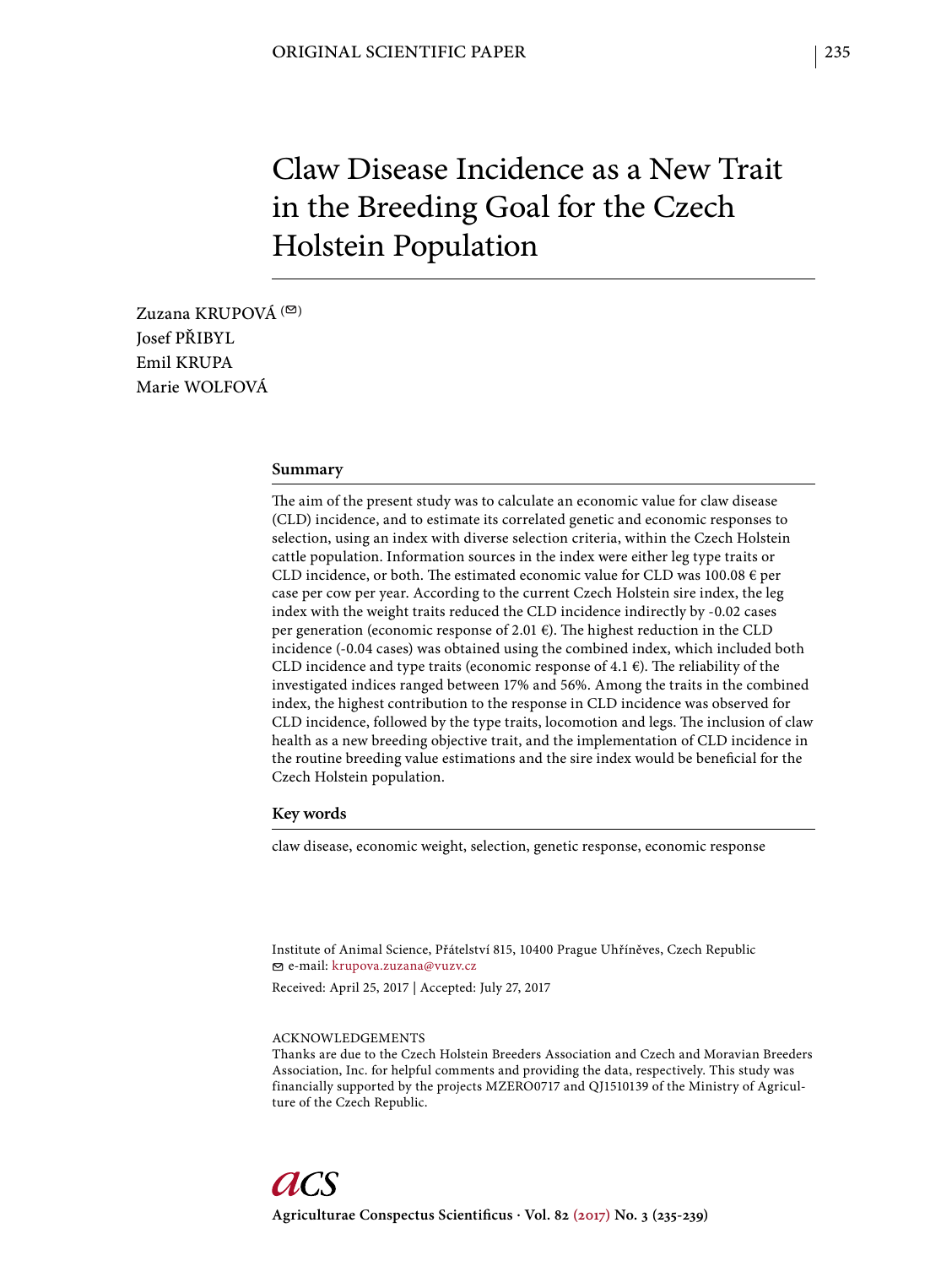# Claw Disease Incidence as a New Trait in the Breeding Goal for the Czech Holstein Population

Zuzana KRUPOVÁ (✉)
Josef PŘIBYL
Emil KRUPA
Marie WOLFOVÁ

## Summary

The aim of the present study was to calculate an economic value for claw disease (CLD) incidence, and to estimate its correlated genetic and economic responses to selection, using an index with diverse selection criteria, within the Czech Holstein cattle population. Information sources in the index were either leg type traits or CLD incidence, or both. The estimated economic value for CLD was 100.08 € per case per cow per year. According to the current Czech Holstein sire index, the leg index with the weight traits reduced the CLD incidence indirectly by -0.02 cases per generation (economic response of 2.01 €). The highest reduction in the CLD incidence (-0.04 cases) was obtained using the combined index, which included both CLD incidence and type traits (economic response of 4.1 €). The reliability of the investigated indices ranged between 17% and 56%. Among the traits in the combined index, the highest contribution to the response in CLD incidence was observed for CLD incidence, followed by the type traits, locomotion and legs. The inclusion of claw health as a new breeding objective trait, and the implementation of CLD incidence in the routine breeding value estimations and the sire index would be beneficial for the Czech Holstein population.

## Key words

claw disease, economic weight, selection, genetic response, economic response

Institute of Animal Science, Přátelství 815, 10400 Prague Uhříněves, Czech Republic
✉ e-mail: krupova.zuzana@vuzv.cz

Received: April 25, 2017 | Accepted: July 27, 2017

ACKNOWLEDGEMENTS
Thanks are due to the Czech Holstein Breeders Association and Czech and Moravian Breeders Association, Inc. for helpful comments and providing the data, respectively. This study was financially supported by the projects MZERO0717 and QJ1510139 of the Ministry of Agriculture of the Czech Republic.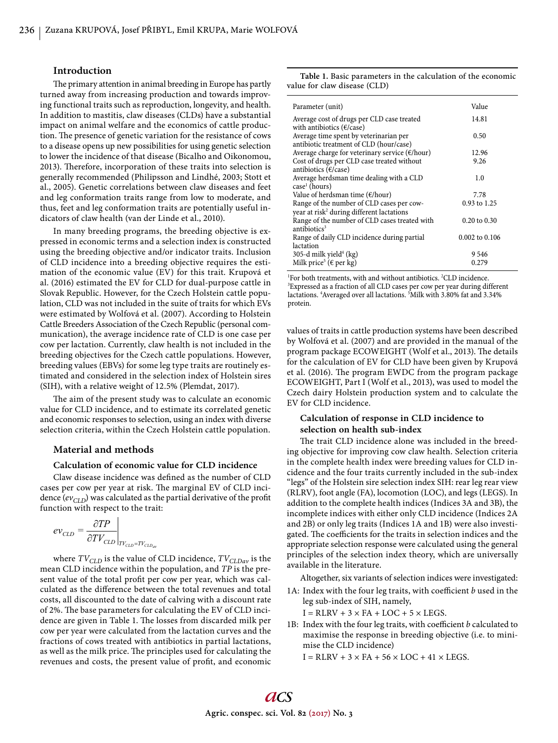## Introduction

The primary attention in animal breeding in Europe has partly turned away from increasing production and towards improving functional traits such as reproduction, longevity, and health. In addition to mastitis, claw diseases (CLDs) have a substantial impact on animal welfare and the economics of cattle production. The presence of genetic variation for the resistance of cows to a disease opens up new possibilities for using genetic selection to lower the incidence of that disease (Bicalho and Oikonomou, 2013). Therefore, incorporation of these traits into selection is generally recommended (Philipsson and Lindhé, 2003; Stott et al., 2005). Genetic correlations between claw diseases and feet and leg conformation traits range from low to moderate, and thus, feet and leg conformation traits are potentially useful indicators of claw health (van der Linde et al., 2010).

In many breeding programs, the breeding objective is expressed in economic terms and a selection index is constructed using the breeding objective and/or indicator traits. Inclusion of CLD incidence into a breeding objective requires the estimation of the economic value (EV) for this trait. Krupová et al. (2016) estimated the EV for CLD for dual-purpose cattle in Slovak Republic. However, for the Czech Holstein cattle population, CLD was not included in the suite of traits for which EVs were estimated by Wolfová et al. (2007). According to Holstein Cattle Breeders Association of the Czech Republic (personal communication), the average incidence rate of CLD is one case per cow per lactation. Currently, claw health is not included in the breeding objectives for the Czech cattle populations. However, breeding values (EBVs) for some leg type traits are routinely estimated and considered in the selection index of Holstein sires (SIH), with a relative weight of 12.5% (Plemdat, 2017).

The aim of the present study was to calculate an economic value for CLD incidence, and to estimate its correlated genetic and economic responses to selection, using an index with diverse selection criteria, within the Czech Holstein cattle population.

## Material and methods

### Calculation of economic value for CLD incidence

Claw disease incidence was defined as the number of CLD cases per cow per year at risk. The marginal EV of CLD incidence ($ev_{CLD}$) was calculated as the partial derivative of the profit function with respect to the trait:

$$ev_{CLD} = \left.\frac{\partial TP}{\partial TV_{CLD}}\right|_{TV_{CLD}=TV_{CLD_{av}}}$$

where $TV_{CLD}$ is the value of CLD incidence, $TV_{CLDav}$ is the mean CLD incidence within the population, and $TP$ is the present value of the total profit per cow per year, which was calculated as the difference between the total revenues and total costs, all discounted to the date of calving with a discount rate of 2%. The base parameters for calculating the EV of CLD incidence are given in Table 1. The losses from discarded milk per cow per year were calculated from the lactation curves and the fractions of cows treated with antibiotics in partial lactations, as well as the milk price. The principles used for calculating the revenues and costs, the present value of profit, and economic values of traits in cattle production systems have been described by Wolfová et al. (2007) and are provided in the manual of the program package ECOWEIGHT (Wolf et al., 2013). The details for the calculation of EV for CLD have been given by Krupová et al. (2016). The program EWDC from the program package ECOWEIGHT, Part I (Wolf et al., 2013), was used to model the Czech dairy Holstein production system and to calculate the EV for CLD incidence.

**Table 1.** Basic parameters in the calculation of the economic value for claw disease (CLD)

| Parameter (unit) | Value |
|---|---|
| Average cost of drugs per CLD case treated with antibiotics (€/case) | 14.81 |
| Average time spent by veterinarian per antibiotic treatment of CLD (hour/case) | 0.50 |
| Average charge for veterinary service (€/hour) | 12.96 |
| Cost of drugs per CLD case treated without antibiotics (€/case) | 9.26 |
| Average herdsman time dealing with a CLD case[1] (hours) | 1.0 |
| Value of herdsman time (€/hour) | 7.78 |
| Range of the number of CLD cases per cow-year at risk[2] during different lactations | 0.93 to 1.25 |
| Range of the number of CLD cases treated with antibiotics[3] | 0.20 to 0.30 |
| Range of daily CLD incidence during partial lactation | 0.002 to 0.106 |
| 305-d milk yield[4] (kg) | 9 546 |
| Milk price[5] (€ per kg) | 0.279 |

[1]For both treatments, with and without antibiotics. [2]CLD incidence. [3]Expressed as a fraction of all CLD cases per cow per year during different lactations. [4]Averaged over all lactations. [5]Milk with 3.80% fat and 3.34% protein.

### Calculation of response in CLD incidence to selection on health sub-index

The trait CLD incidence alone was included in the breeding objective for improving cow claw health. Selection criteria in the complete health index were breeding values for CLD incidence and the four traits currently included in the sub-index "legs" of the Holstein sire selection index SIH: rear leg rear view (RLRV), foot angle (FA), locomotion (LOC), and legs (LEGS). In addition to the complete health indices (Indices 3A and 3B), the incomplete indices with either only CLD incidence (Indices 2A and 2B) or only leg traits (Indices 1A and 1B) were also investigated. The coefficients for the traits in selection indices and the appropriate selection response were calculated using the general principles of the selection index theory, which are universally available in the literature.

Altogether, six variants of selection indices were investigated:

1A: Index with the four leg traits, with coefficient *b* used in the leg sub-index of SIH, namely,

I = RLRV + 3 × FA + LOC + 5 × LEGS.

1B: Index with the four leg traits, with coefficient *b* calculated to maximise the response in breeding objective (i.e. to minimise the CLD incidence)

I = RLRV + 3 × FA + 56 × LOC + 41 × LEGS.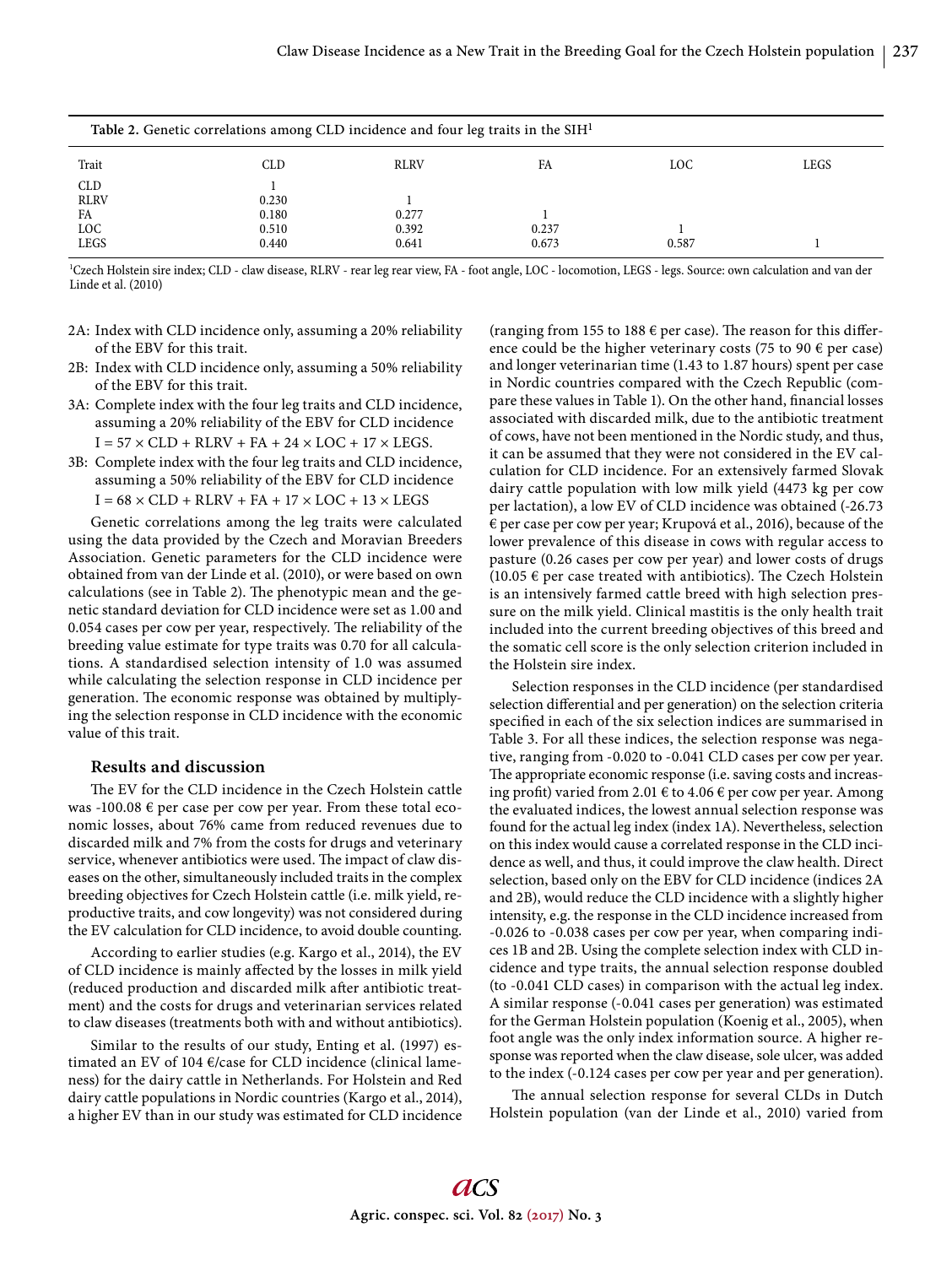**Table 2.** Genetic correlations among CLD incidence and four leg traits in the SIH[1]

| Trait | CLD | RLRV | FA | LOC | LEGS |
|---|---|---|---|---|---|
| CLD | 1 | | | | |
| RLRV | 0.230 | 1 | | | |
| FA | 0.180 | 0.277 | 1 | | |
| LOC | 0.510 | 0.392 | 0.237 | 1 | |
| LEGS | 0.440 | 0.641 | 0.673 | 0.587 | 1 |

[1]Czech Holstein sire index; CLD - claw disease, RLRV - rear leg rear view, FA - foot angle, LOC - locomotion, LEGS - legs. Source: own calculation and van der Linde et al. (2010)

2A: Index with CLD incidence only, assuming a 20% reliability of the EBV for this trait.

2B: Index with CLD incidence only, assuming a 50% reliability of the EBV for this trait.

3A: Complete index with the four leg traits and CLD incidence, assuming a 20% reliability of the EBV for CLD incidence
$I = 57 \times CLD + RLRV + FA + 24 \times LOC + 17 \times LEGS$.

3B: Complete index with the four leg traits and CLD incidence, assuming a 50% reliability of the EBV for CLD incidence
$I = 68 \times CLD + RLRV + FA + 17 \times LOC + 13 \times LEGS$

Genetic correlations among the leg traits were calculated using the data provided by the Czech and Moravian Breeders Association. Genetic parameters for the CLD incidence were obtained from van der Linde et al. (2010), or were based on own calculations (see in Table 2). The phenotypic mean and the genetic standard deviation for CLD incidence were set as 1.00 and 0.054 cases per cow per year, respectively. The reliability of the breeding value estimate for type traits was 0.70 for all calculations. A standardised selection intensity of 1.0 was assumed while calculating the selection response in CLD incidence per generation. The economic response was obtained by multiplying the selection response in CLD incidence with the economic value of this trait.

## Results and discussion

The EV for the CLD incidence in the Czech Holstein cattle was -100.08 € per case per cow per year. From these total economic losses, about 76% came from reduced revenues due to discarded milk and 7% from the costs for drugs and veterinary service, whenever antibiotics were used. The impact of claw diseases on the other, simultaneously included traits in the complex breeding objectives for Czech Holstein cattle (i.e. milk yield, reproductive traits, and cow longevity) was not considered during the EV calculation for CLD incidence, to avoid double counting.

According to earlier studies (e.g. Kargo et al., 2014), the EV of CLD incidence is mainly affected by the losses in milk yield (reduced production and discarded milk after antibiotic treatment) and the costs for drugs and veterinarian services related to claw diseases (treatments both with and without antibiotics).

Similar to the results of our study, Enting et al. (1997) estimated an EV of 104 €/case for CLD incidence (clinical lameness) for the dairy cattle in Netherlands. For Holstein and Red dairy cattle populations in Nordic countries (Kargo et al., 2014), a higher EV than in our study was estimated for CLD incidence (ranging from 155 to 188 € per case). The reason for this difference could be the higher veterinary costs (75 to 90 € per case) and longer veterinarian time (1.43 to 1.87 hours) spent per case in Nordic countries compared with the Czech Republic (compare these values in Table 1). On the other hand, financial losses associated with discarded milk, due to the antibiotic treatment of cows, have not been mentioned in the Nordic study, and thus, it can be assumed that they were not considered in the EV calculation for CLD incidence. For an extensively farmed Slovak dairy cattle population with low milk yield (4473 kg per cow per lactation), a low EV of CLD incidence was obtained (-26.73 € per case per cow per year; Krupová et al., 2016), because of the lower prevalence of this disease in cows with regular access to pasture (0.26 cases per cow per year) and lower costs of drugs (10.05 € per case treated with antibiotics). The Czech Holstein is an intensively farmed cattle breed with high selection pressure on the milk yield. Clinical mastitis is the only health trait included into the current breeding objectives of this breed and the somatic cell score is the only selection criterion included in the Holstein sire index.

Selection responses in the CLD incidence (per standardised selection differential and per generation) on the selection criteria specified in each of the six selection indices are summarised in Table 3. For all these indices, the selection response was negative, ranging from -0.020 to -0.041 CLD cases per cow per year. The appropriate economic response (i.e. saving costs and increasing profit) varied from 2.01 € to 4.06 € per cow per year. Among the evaluated indices, the lowest annual selection response was found for the actual leg index (index 1A). Nevertheless, selection on this index would cause a correlated response in the CLD incidence as well, and thus, it could improve the claw health. Direct selection, based only on the EBV for CLD incidence (indices 2A and 2B), would reduce the CLD incidence with a slightly higher intensity, e.g. the response in the CLD incidence increased from -0.026 to -0.038 cases per cow per year, when comparing indices 1B and 2B. Using the complete selection index with CLD incidence and type traits, the annual selection response doubled (to -0.041 CLD cases) in comparison with the actual leg index. A similar response (-0.041 cases per generation) was estimated for the German Holstein population (Koenig et al., 2005), when foot angle was the only index information source. A higher response was reported when the claw disease, sole ulcer, was added to the index (-0.124 cases per cow per year and per generation).

The annual selection response for several CLDs in Dutch Holstein population (van der Linde et al., 2010) varied from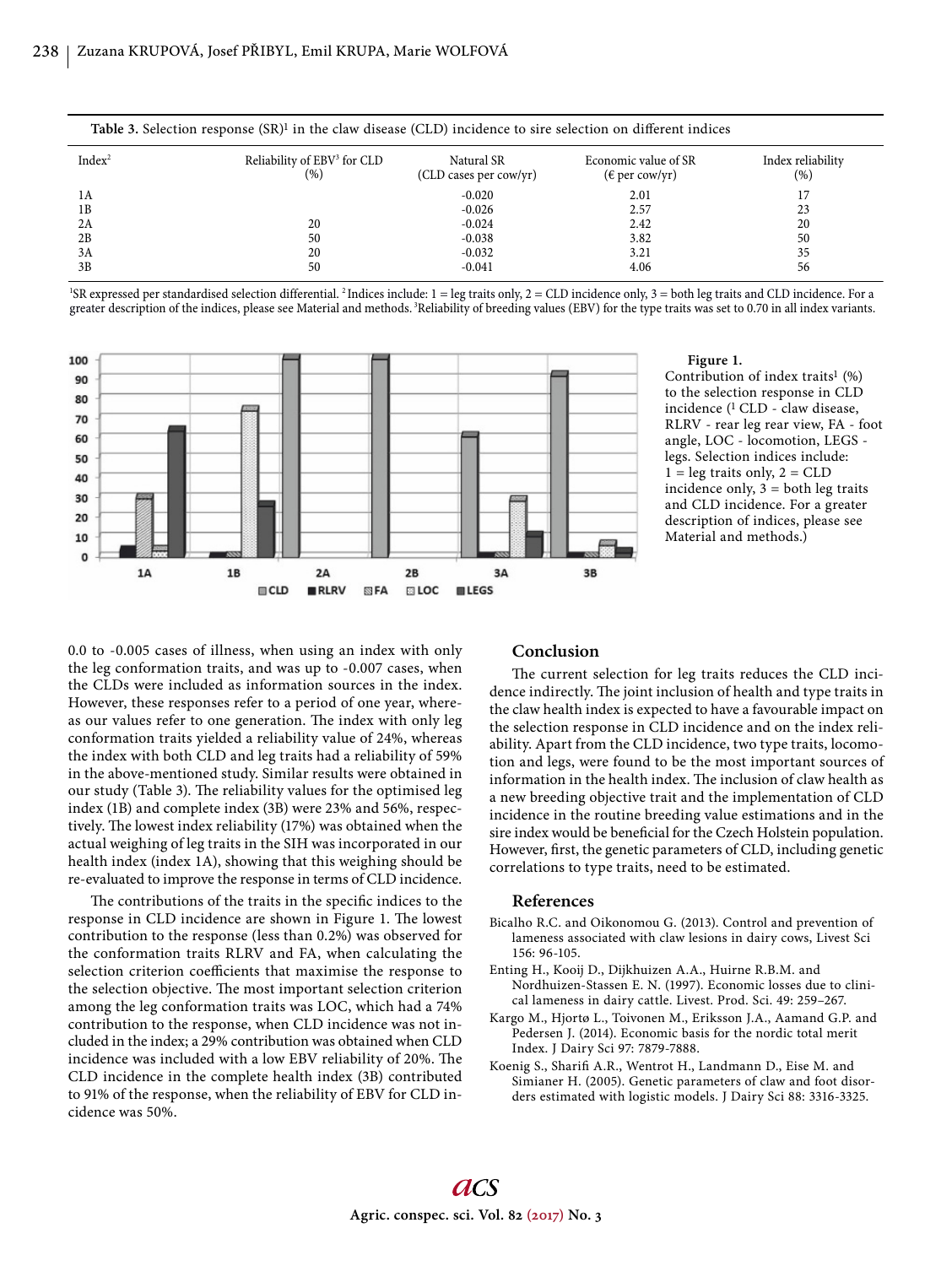**Table 3.** Selection response (SR)[1] in the claw disease (CLD) incidence to sire selection on different indices

| Index[2] | Reliability of EBV[3] for CLD (%) | Natural SR (CLD cases per cow/yr) | Economic value of SR (€ per cow/yr) | Index reliability (%) |
|---|---|---|---|---|
| 1A | | -0.020 | 2.01 | 17 |
| 1B | | -0.026 | 2.57 | 23 |
| 2A | 20 | -0.024 | 2.42 | 20 |
| 2B | 50 | -0.038 | 3.82 | 50 |
| 3A | 20 | -0.032 | 3.21 | 35 |
| 3B | 50 | -0.041 | 4.06 | 56 |

[1]SR expressed per standardised selection differential. [2]Indices include: 1 = leg traits only, 2 = CLD incidence only, 3 = both leg traits and CLD incidence. For a greater description of the indices, please see Material and methods. [3]Reliability of breeding values (EBV) for the type traits was set to 0.70 in all index variants.

**Figure 1.** Contribution of index traits[1] (%) to the selection response in CLD incidence ([1] CLD - claw disease, RLRV - rear leg rear view, FA - foot angle, LOC - locomotion, LEGS - legs. Selection indices include: 1 = leg traits only, 2 = CLD incidence only, 3 = both leg traits and CLD incidence. For a greater description of indices, please see Material and methods.)

0.0 to -0.005 cases of illness, when using an index with only the leg conformation traits, and was up to -0.007 cases, when the CLDs were included as information sources in the index. However, these responses refer to a period of one year, whereas our values refer to one generation. The index with only leg conformation traits yielded a reliability value of 24%, whereas the index with both CLD and leg traits had a reliability of 59% in the above-mentioned study. Similar results were obtained in our study (Table 3). The reliability values for the optimised leg index (1B) and complete index (3B) were 23% and 56%, respectively. The lowest index reliability (17%) was obtained when the actual weighing of leg traits in the SIH was incorporated in our health index (index 1A), showing that this weighing should be re-evaluated to improve the response in terms of CLD incidence.

The contributions of the traits in the specific indices to the response in CLD incidence are shown in Figure 1. The lowest contribution to the response (less than 0.2%) was observed for the conformation traits RLRV and FA, when calculating the selection criterion coefficients that maximise the response to the selection objective. The most important selection criterion among the leg conformation traits was LOC, which had a 74% contribution to the response, when CLD incidence was not included in the index; a 29% contribution was obtained when CLD incidence was included with a low EBV reliability of 20%. The CLD incidence in the complete health index (3B) contributed to 91% of the response, when the reliability of EBV for CLD incidence was 50%.

## Conclusion

The current selection for leg traits reduces the CLD incidence indirectly. The joint inclusion of health and type traits in the claw health index is expected to have a favourable impact on the selection response in CLD incidence and on the index reliability. Apart from the CLD incidence, two type traits, locomotion and legs, were found to be the most important sources of information in the health index. The inclusion of claw health as a new breeding objective trait and the implementation of CLD incidence in the routine breeding value estimations and in the sire index would be beneficial for the Czech Holstein population. However, first, the genetic parameters of CLD, including genetic correlations to type traits, need to be estimated.

## References

Bicalho R.C. and Oikonomou G. (2013). Control and prevention of lameness associated with claw lesions in dairy cows, Livest Sci 156: 96-105.

Enting H., Kooij D., Dijkhuizen A.A., Huirne R.B.M. and Nordhuizen-Stassen E. N. (1997). Economic losses due to clinical lameness in dairy cattle. Livest. Prod. Sci. 49: 259–267.

Kargo M., Hjortø L., Toivonen M., Eriksson J.A., Aamand G.P. and Pedersen J. (2014). Economic basis for the nordic total merit Index. J Dairy Sci 97: 7879-7888.

Koenig S., Sharifi A.R., Wentrot H., Landmann D., Eise M. and Simianer H. (2005). Genetic parameters of claw and foot disorders estimated with logistic models. J Dairy Sci 88: 3316-3325.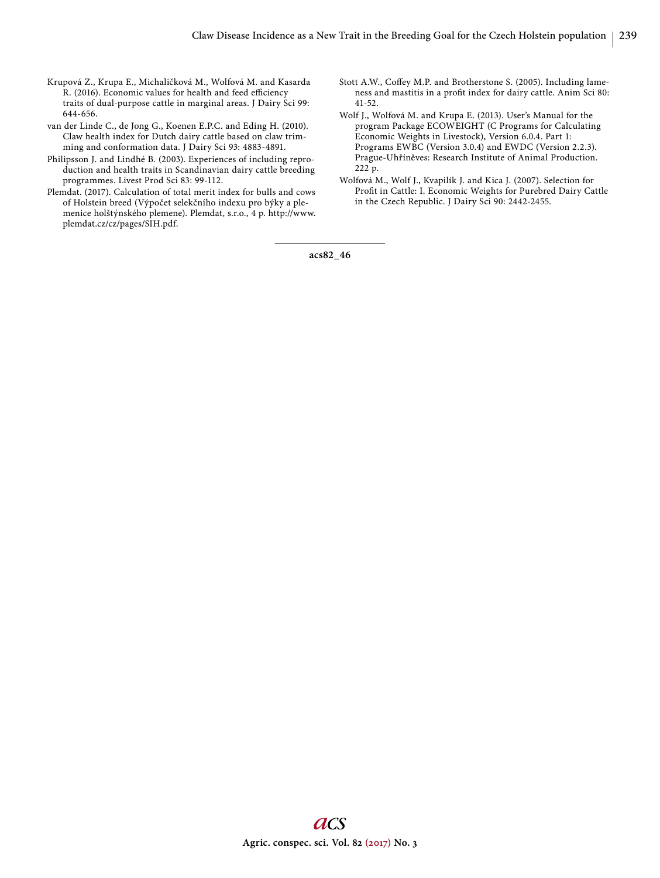Krupová Z., Krupa E., Michaličková M., Wolfová M. and Kasarda R. (2016). Economic values for health and feed efficiency traits of dual-purpose cattle in marginal areas. J Dairy Sci 99: 644-656.

van der Linde C., de Jong G., Koenen E.P.C. and Eding H. (2010). Claw health index for Dutch dairy cattle based on claw trimming and conformation data. J Dairy Sci 93: 4883-4891.

Philipsson J. and Lindhé B. (2003). Experiences of including reproduction and health traits in Scandinavian dairy cattle breeding programmes. Livest Prod Sci 83: 99-112.

Plemdat. (2017). Calculation of total merit index for bulls and cows of Holstein breed (Výpočet selekčního indexu pro býky a plemenice holštýnského plemene). Plemdat, s.r.o., 4 p. http://www.plemdat.cz/cz/pages/SIH.pdf.

Stott A.W., Coffey M.P. and Brotherstone S. (2005). Including lameness and mastitis in a profit index for dairy cattle. Anim Sci 80: 41-52.

Wolf J., Wolfová M. and Krupa E. (2013). User's Manual for the program Package ECOWEIGHT (C Programs for Calculating Economic Weights in Livestock), Version 6.0.4. Part 1: Programs EWBC (Version 3.0.4) and EWDC (Version 2.2.3). Prague-Uhříněves: Research Institute of Animal Production. 222 p.

Wolfová M., Wolf J., Kvapilík J. and Kica J. (2007). Selection for Profit in Cattle: I. Economic Weights for Purebred Dairy Cattle in the Czech Republic. J Dairy Sci 90: 2442-2455.

**acs82_46**